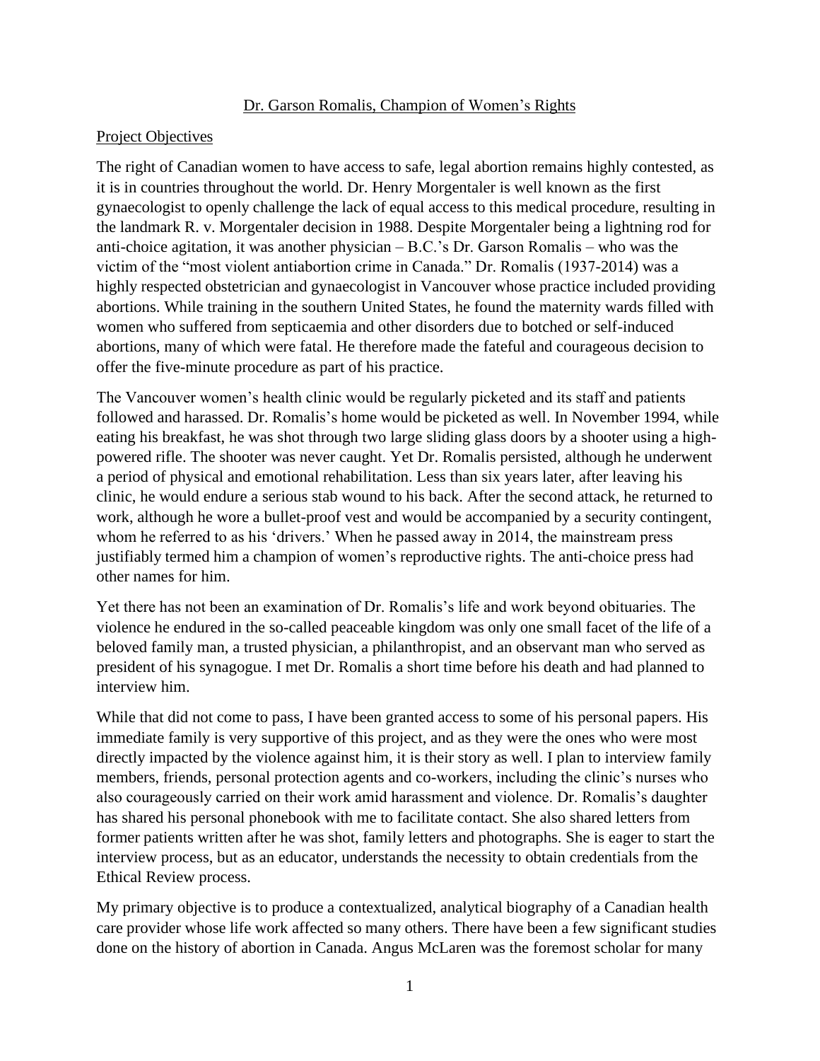# Dr. Garson Romalis, Champion of Women's Rights

## Project Objectives

The right of Canadian women to have access to safe, legal abortion remains highly contested, as it is in countries throughout the world. Dr. Henry Morgentaler is well known as the first gynaecologist to openly challenge the lack of equal access to this medical procedure, resulting in the landmark R. v. Morgentaler decision in 1988. Despite Morgentaler being a lightning rod for anti-choice agitation, it was another physician – B.C.'s Dr. Garson Romalis – who was the victim of the "most violent antiabortion crime in Canada." Dr. Romalis (1937-2014) was a highly respected obstetrician and gynaecologist in Vancouver whose practice included providing abortions. While training in the southern United States, he found the maternity wards filled with women who suffered from septicaemia and other disorders due to botched or self-induced abortions, many of which were fatal. He therefore made the fateful and courageous decision to offer the five-minute procedure as part of his practice.

The Vancouver women's health clinic would be regularly picketed and its staff and patients followed and harassed. Dr. Romalis's home would be picketed as well. In November 1994, while eating his breakfast, he was shot through two large sliding glass doors by a shooter using a high-powered rifle. The shooter was never caught. Yet Dr. Romalis persisted, although he underwent a period of physical and emotional rehabilitation. Less than six years later, after leaving his clinic, he would endure a serious stab wound to his back. After the second attack, he returned to work, although he wore a bullet-proof vest and would be accompanied by a security contingent, whom he referred to as his 'drivers.' When he passed away in 2014, the mainstream press justifiably termed him a champion of women's reproductive rights. The anti-choice press had other names for him.

Yet there has not been an examination of Dr. Romalis's life and work beyond obituaries. The violence he endured in the so-called peaceable kingdom was only one small facet of the life of a beloved family man, a trusted physician, a philanthropist, and an observant man who served as president of his synagogue. I met Dr. Romalis a short time before his death and had planned to interview him.

While that did not come to pass, I have been granted access to some of his personal papers. His immediate family is very supportive of this project, and as they were the ones who were most directly impacted by the violence against him, it is their story as well. I plan to interview family members, friends, personal protection agents and co-workers, including the clinic's nurses who also courageously carried on their work amid harassment and violence. Dr. Romalis's daughter has shared his personal phonebook with me to facilitate contact. She also shared letters from former patients written after he was shot, family letters and photographs. She is eager to start the interview process, but as an educator, understands the necessity to obtain credentials from the Ethical Review process.

My primary objective is to produce a contextualized, analytical biography of a Canadian health care provider whose life work affected so many others. There have been a few significant studies done on the history of abortion in Canada. Angus McLaren was the foremost scholar for many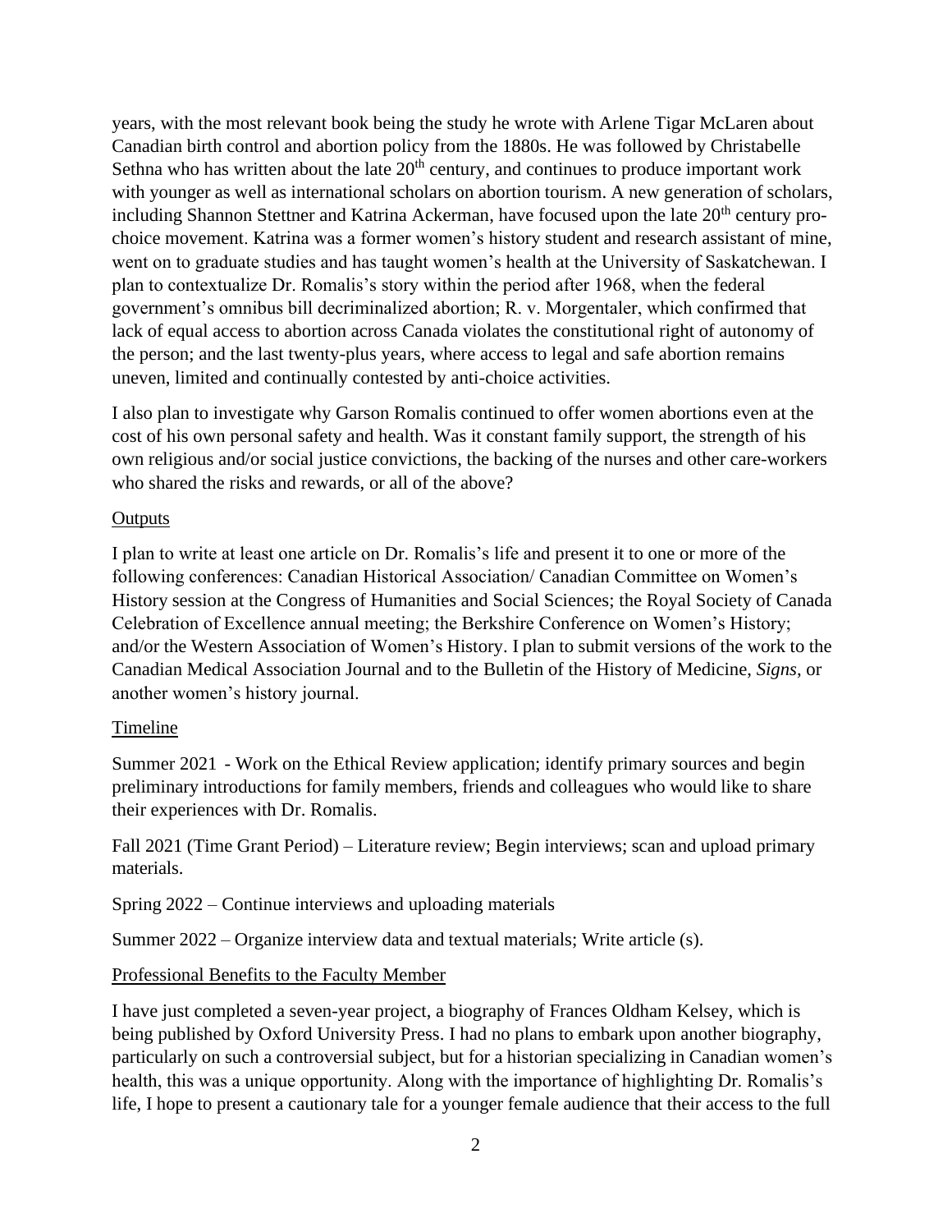years, with the most relevant book being the study he wrote with Arlene Tigar McLaren about Canadian birth control and abortion policy from the 1880s. He was followed by Christabelle Sethna who has written about the late $20^{th}$ century, and continues to produce important work with younger as well as international scholars on abortion tourism. A new generation of scholars, including Shannon Stettner and Katrina Ackerman, have focused upon the late $20^{th}$ century pro-choice movement. Katrina was a former women's history student and research assistant of mine, went on to graduate studies and has taught women's health at the University of Saskatchewan. I plan to contextualize Dr. Romalis's story within the period after 1968, when the federal government's omnibus bill decriminalized abortion; R. v. Morgentaler, which confirmed that lack of equal access to abortion across Canada violates the constitutional right of autonomy of the person; and the last twenty-plus years, where access to legal and safe abortion remains uneven, limited and continually contested by anti-choice activities.

I also plan to investigate why Garson Romalis continued to offer women abortions even at the cost of his own personal safety and health. Was it constant family support, the strength of his own religious and/or social justice convictions, the backing of the nurses and other care-workers who shared the risks and rewards, or all of the above?

## Outputs

I plan to write at least one article on Dr. Romalis's life and present it to one or more of the following conferences: Canadian Historical Association/ Canadian Committee on Women's History session at the Congress of Humanities and Social Sciences; the Royal Society of Canada Celebration of Excellence annual meeting; the Berkshire Conference on Women's History; and/or the Western Association of Women's History. I plan to submit versions of the work to the Canadian Medical Association Journal and to the Bulletin of the History of Medicine, *Signs*, or another women's history journal.

## Timeline

Summer 2021 - Work on the Ethical Review application; identify primary sources and begin preliminary introductions for family members, friends and colleagues who would like to share their experiences with Dr. Romalis.

Fall 2021 (Time Grant Period) – Literature review; Begin interviews; scan and upload primary materials.

Spring 2022 – Continue interviews and uploading materials

Summer 2022 – Organize interview data and textual materials; Write article (s).

## Professional Benefits to the Faculty Member

I have just completed a seven-year project, a biography of Frances Oldham Kelsey, which is being published by Oxford University Press. I had no plans to embark upon another biography, particularly on such a controversial subject, but for a historian specializing in Canadian women's health, this was a unique opportunity. Along with the importance of highlighting Dr. Romalis's life, I hope to present a cautionary tale for a younger female audience that their access to the full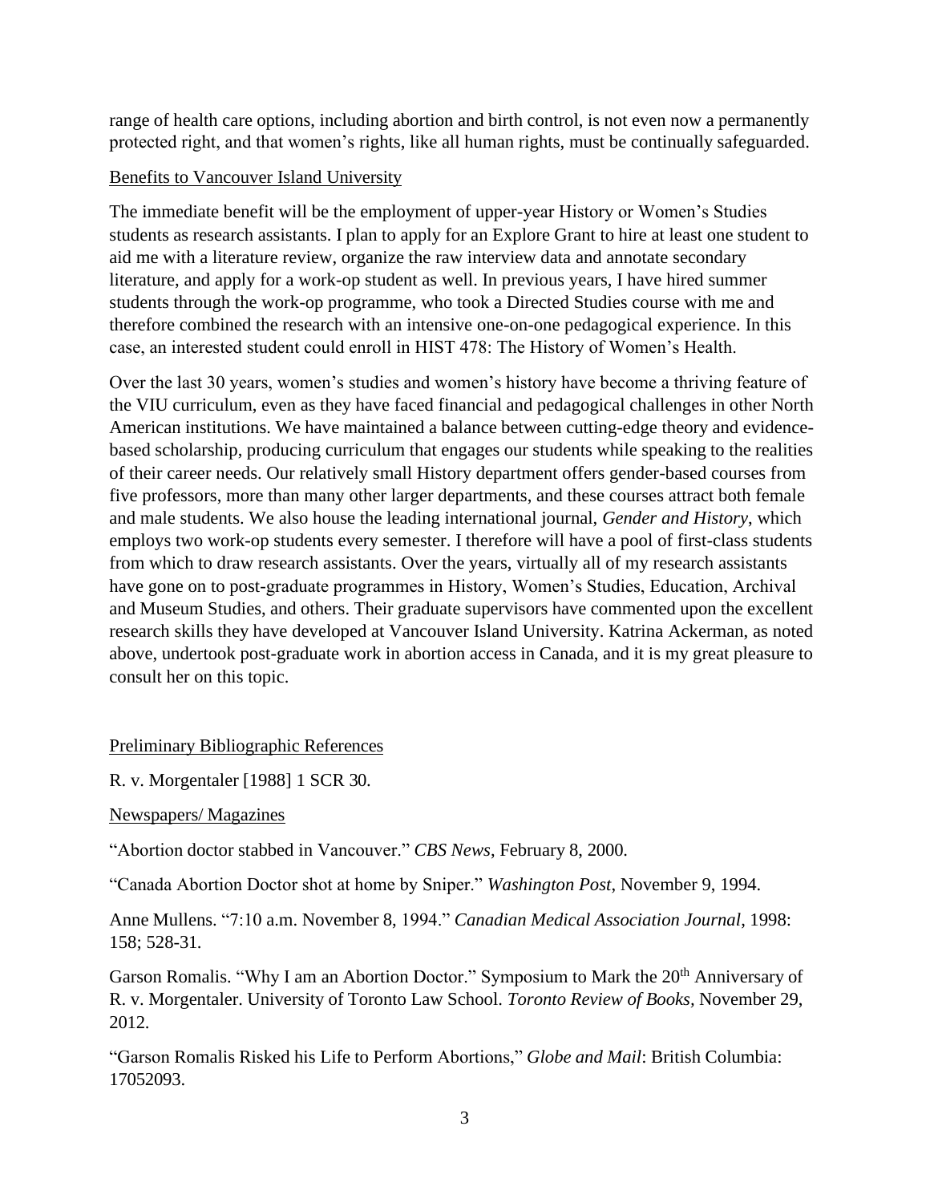range of health care options, including abortion and birth control, is not even now a permanently protected right, and that women's rights, like all human rights, must be continually safeguarded.

<u>Benefits to Vancouver Island University</u>

The immediate benefit will be the employment of upper-year History or Women's Studies students as research assistants. I plan to apply for an Explore Grant to hire at least one student to aid me with a literature review, organize the raw interview data and annotate secondary literature, and apply for a work-op student as well. In previous years, I have hired summer students through the work-op programme, who took a Directed Studies course with me and therefore combined the research with an intensive one-on-one pedagogical experience. In this case, an interested student could enroll in HIST 478: The History of Women's Health.

Over the last 30 years, women's studies and women's history have become a thriving feature of the VIU curriculum, even as they have faced financial and pedagogical challenges in other North American institutions. We have maintained a balance between cutting-edge theory and evidence-based scholarship, producing curriculum that engages our students while speaking to the realities of their career needs. Our relatively small History department offers gender-based courses from five professors, more than many other larger departments, and these courses attract both female and male students. We also house the leading international journal, *Gender and History*, which employs two work-op students every semester. I therefore will have a pool of first-class students from which to draw research assistants. Over the years, virtually all of my research assistants have gone on to post-graduate programmes in History, Women's Studies, Education, Archival and Museum Studies, and others. Their graduate supervisors have commented upon the excellent research skills they have developed at Vancouver Island University. Katrina Ackerman, as noted above, undertook post-graduate work in abortion access in Canada, and it is my great pleasure to consult her on this topic.

<u>Preliminary Bibliographic References</u>

R. v. Morgentaler [1988] 1 SCR 30.

<u>Newspapers/ Magazines</u>

"Abortion doctor stabbed in Vancouver." *CBS News*, February 8, 2000.

"Canada Abortion Doctor shot at home by Sniper." *Washington Post*, November 9, 1994.

Anne Mullens. "7:10 a.m. November 8, 1994." *Canadian Medical Association Journal*, 1998: 158; 528-31.

Garson Romalis. "Why I am an Abortion Doctor." Symposium to Mark the 20th Anniversary of R. v. Morgentaler. University of Toronto Law School. *Toronto Review of Books,* November 29, 2012.

"Garson Romalis Risked his Life to Perform Abortions," *Globe and Mail*: British Columbia: 17052093.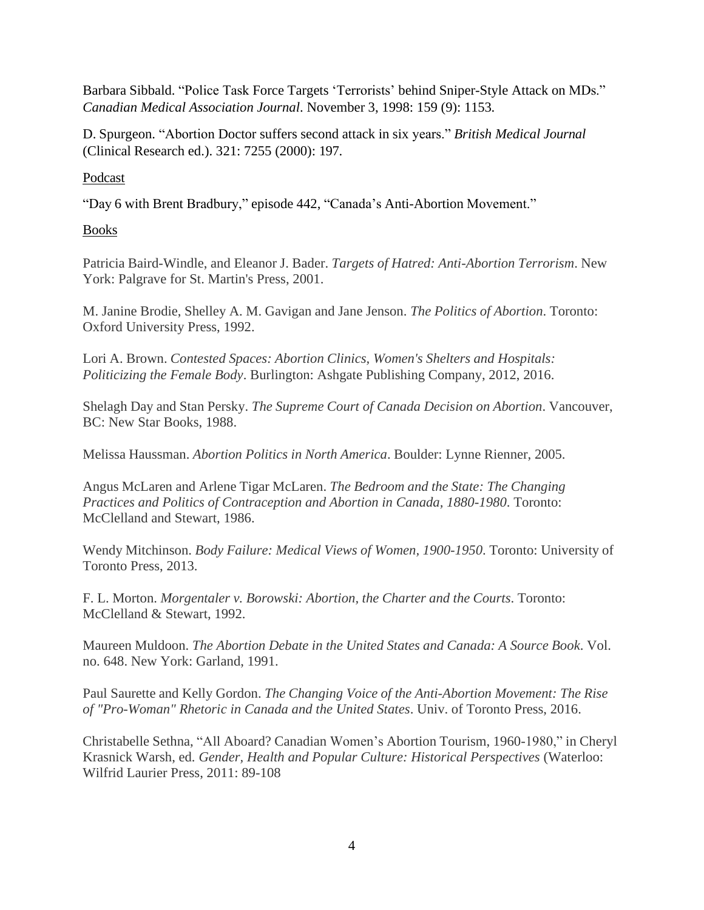Barbara Sibbald. "Police Task Force Targets 'Terrorists' behind Sniper-Style Attack on MDs." *Canadian Medical Association Journal*. November 3, 1998: 159 (9): 1153.

D. Spurgeon. "Abortion Doctor suffers second attack in six years." *British Medical Journal* (Clinical Research ed.). 321: 7255 (2000): 197.

<u>Podcast</u>

"Day 6 with Brent Bradbury," episode 442, "Canada's Anti-Abortion Movement."

<u>Books</u>

Patricia Baird-Windle, and Eleanor J. Bader. *Targets of Hatred: Anti-Abortion Terrorism*. New York: Palgrave for St. Martin's Press, 2001.

M. Janine Brodie, Shelley A. M. Gavigan and Jane Jenson. *The Politics of Abortion*. Toronto: Oxford University Press, 1992.

Lori A. Brown. *Contested Spaces: Abortion Clinics, Women's Shelters and Hospitals: Politicizing the Female Body*. Burlington: Ashgate Publishing Company, 2012, 2016.

Shelagh Day and Stan Persky. *The Supreme Court of Canada Decision on Abortion*. Vancouver, BC: New Star Books, 1988.

Melissa Haussman. *Abortion Politics in North America*. Boulder: Lynne Rienner, 2005.

Angus McLaren and Arlene Tigar McLaren. *The Bedroom and the State: The Changing Practices and Politics of Contraception and Abortion in Canada, 1880-1980*. Toronto: McClelland and Stewart, 1986.

Wendy Mitchinson. *Body Failure: Medical Views of Women, 1900-1950*. Toronto: University of Toronto Press, 2013.

F. L. Morton. *Morgentaler v. Borowski: Abortion, the Charter and the Courts*. Toronto: McClelland & Stewart, 1992.

Maureen Muldoon. *The Abortion Debate in the United States and Canada: A Source Book*. Vol. no. 648. New York: Garland, 1991.

Paul Saurette and Kelly Gordon. *The Changing Voice of the Anti-Abortion Movement: The Rise of "Pro-Woman" Rhetoric in Canada and the United States*. Univ. of Toronto Press, 2016.

Christabelle Sethna, "All Aboard? Canadian Women's Abortion Tourism, 1960-1980," in Cheryl Krasnick Warsh, ed. *Gender, Health and Popular Culture: Historical Perspectives* (Waterloo: Wilfrid Laurier Press, 2011: 89-108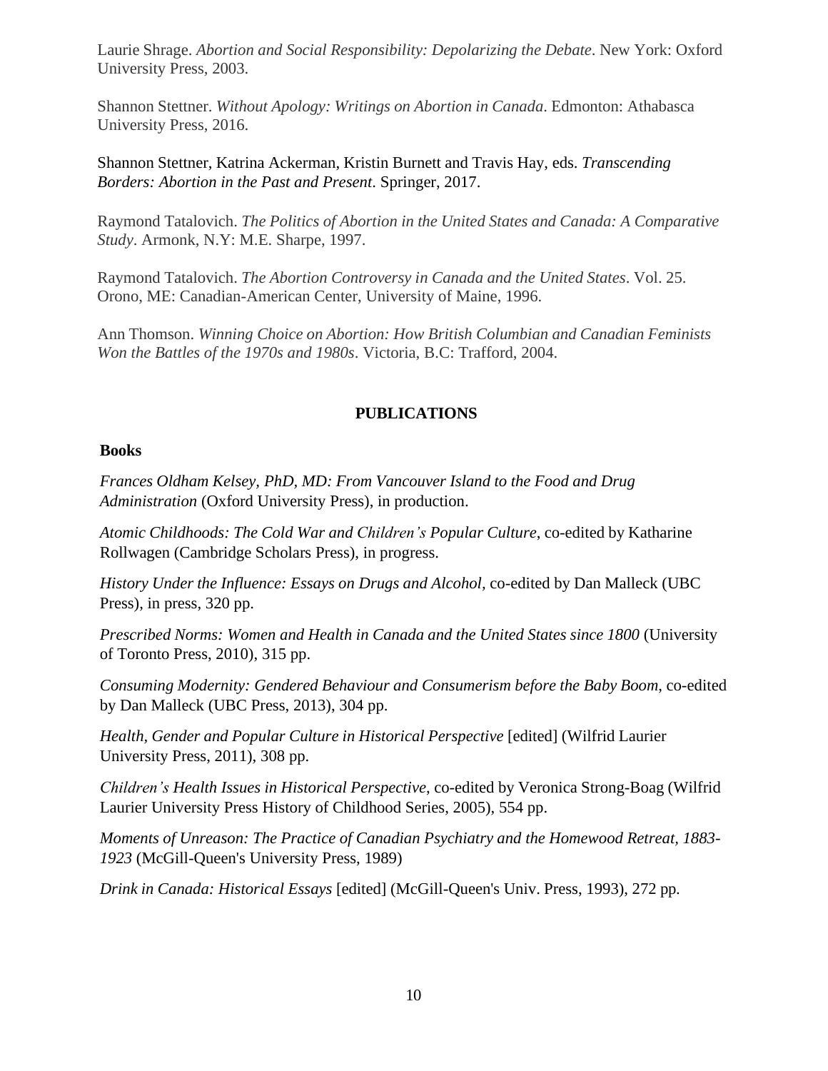Laurie Shrage. *Abortion and Social Responsibility: Depolarizing the Debate*. New York: Oxford University Press, 2003.

Shannon Stettner. *Without Apology: Writings on Abortion in Canada*. Edmonton: Athabasca University Press, 2016.

Shannon Stettner, Katrina Ackerman, Kristin Burnett and Travis Hay, eds. *Transcending Borders: Abortion in the Past and Present*. Springer, 2017.

Raymond Tatalovich. *The Politics of Abortion in the United States and Canada: A Comparative Study*. Armonk, N.Y: M.E. Sharpe, 1997.

Raymond Tatalovich. *The Abortion Controversy in Canada and the United States*. Vol. 25. Orono, ME: Canadian-American Center, University of Maine, 1996.

Ann Thomson. *Winning Choice on Abortion: How British Columbian and Canadian Feminists Won the Battles of the 1970s and 1980s*. Victoria, B.C: Trafford, 2004.

## PUBLICATIONS

### Books

*Frances Oldham Kelsey, PhD, MD: From Vancouver Island to the Food and Drug Administration* (Oxford University Press), in production.

*Atomic Childhoods: The Cold War and Children's Popular Culture*, co-edited by Katharine Rollwagen (Cambridge Scholars Press), in progress.

*History Under the Influence: Essays on Drugs and Alcohol,* co-edited by Dan Malleck (UBC Press), in press, 320 pp.

*Prescribed Norms: Women and Health in Canada and the United States since 1800* (University of Toronto Press, 2010), 315 pp.

*Consuming Modernity: Gendered Behaviour and Consumerism before the Baby Boom*, co-edited by Dan Malleck (UBC Press, 2013), 304 pp.

*Health, Gender and Popular Culture in Historical Perspective* [edited] (Wilfrid Laurier University Press, 2011), 308 pp.

*Children's Health Issues in Historical Perspective*, co-edited by Veronica Strong-Boag (Wilfrid Laurier University Press History of Childhood Series, 2005), 554 pp.

*Moments of Unreason: The Practice of Canadian Psychiatry and the Homewood Retreat, 1883-1923* (McGill-Queen's University Press, 1989)

*Drink in Canada: Historical Essays* [edited] (McGill-Queen's Univ. Press, 1993), 272 pp.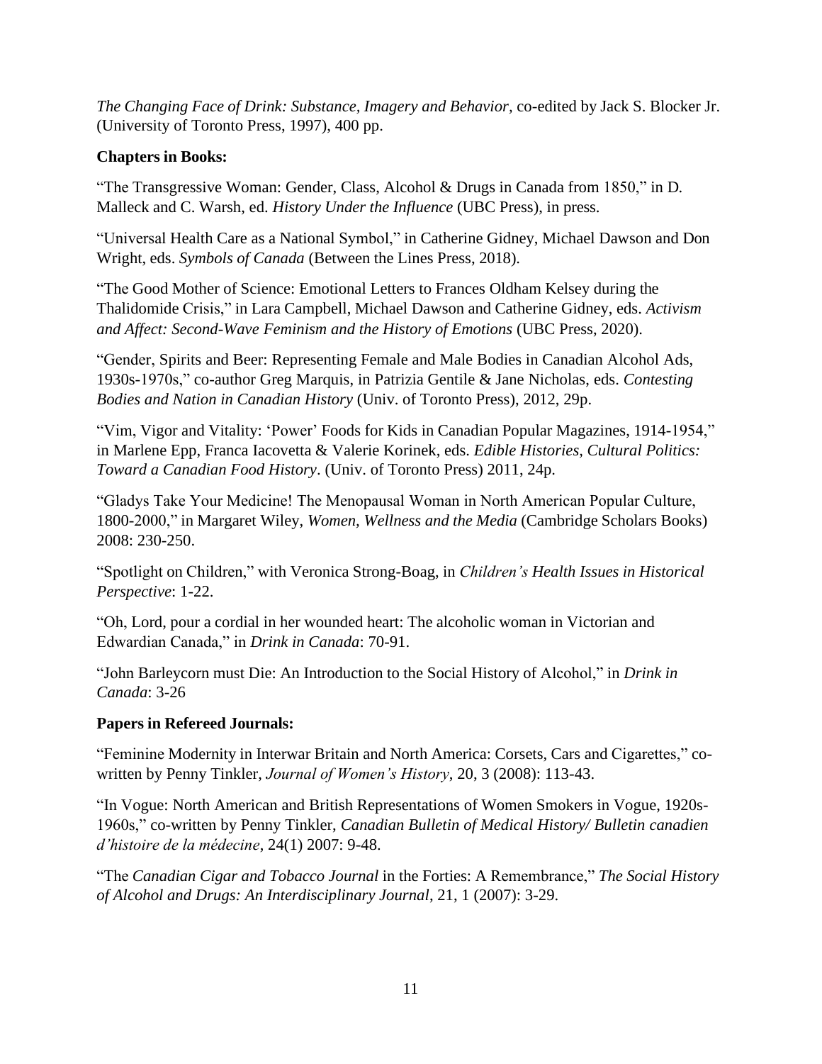*The Changing Face of Drink: Substance, Imagery and Behavior,* co-edited by Jack S. Blocker Jr. (University of Toronto Press, 1997), 400 pp.

**Chapters in Books:**

"The Transgressive Woman: Gender, Class, Alcohol & Drugs in Canada from 1850," in D. Malleck and C. Warsh, ed. *History Under the Influence* (UBC Press), in press.

"Universal Health Care as a National Symbol," in Catherine Gidney, Michael Dawson and Don Wright, eds. *Symbols of Canada* (Between the Lines Press, 2018).

"The Good Mother of Science: Emotional Letters to Frances Oldham Kelsey during the Thalidomide Crisis," in Lara Campbell, Michael Dawson and Catherine Gidney, eds. *Activism and Affect: Second-Wave Feminism and the History of Emotions* (UBC Press, 2020).

"Gender, Spirits and Beer: Representing Female and Male Bodies in Canadian Alcohol Ads, 1930s-1970s," co-author Greg Marquis, in Patrizia Gentile & Jane Nicholas, eds. *Contesting Bodies and Nation in Canadian History* (Univ. of Toronto Press), 2012, 29p.

"Vim, Vigor and Vitality: 'Power' Foods for Kids in Canadian Popular Magazines, 1914-1954," in Marlene Epp, Franca Iacovetta & Valerie Korinek, eds. *Edible Histories, Cultural Politics: Toward a Canadian Food History*. (Univ. of Toronto Press) 2011, 24p.

"Gladys Take Your Medicine! The Menopausal Woman in North American Popular Culture, 1800-2000," in Margaret Wiley, *Women, Wellness and the Media* (Cambridge Scholars Books) 2008: 230-250.

"Spotlight on Children," with Veronica Strong-Boag, in *Children's Health Issues in Historical Perspective*: 1-22.

"Oh, Lord, pour a cordial in her wounded heart: The alcoholic woman in Victorian and Edwardian Canada," in *Drink in Canada*: 70-91.

"John Barleycorn must Die: An Introduction to the Social History of Alcohol," in *Drink in Canada*: 3-26

**Papers in Refereed Journals:**

"Feminine Modernity in Interwar Britain and North America: Corsets, Cars and Cigarettes," co-written by Penny Tinkler, *Journal of Women's History*, 20, 3 (2008): 113-43.

"In Vogue: North American and British Representations of Women Smokers in Vogue, 1920s-1960s," co-written by Penny Tinkler, *Canadian Bulletin of Medical History/ Bulletin canadien d'histoire de la médecine*, 24(1) 2007: 9-48.

"The *Canadian Cigar and Tobacco Journal* in the Forties: A Remembrance," *The Social History of Alcohol and Drugs: An Interdisciplinary Journal*, 21, 1 (2007): 3-29.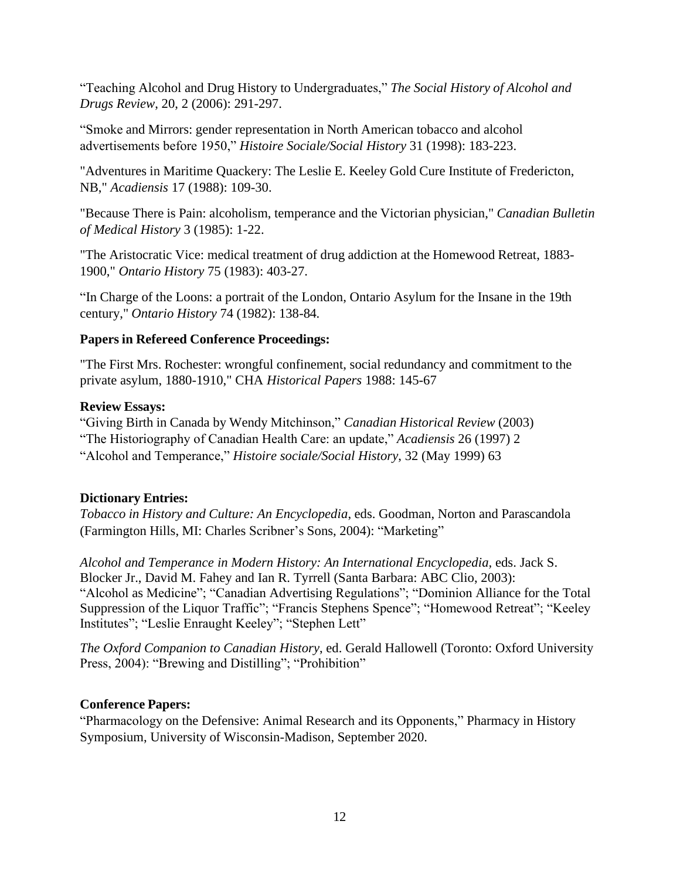"Teaching Alcohol and Drug History to Undergraduates," *The Social History of Alcohol and Drugs Review*, 20, 2 (2006): 291-297.

"Smoke and Mirrors: gender representation in North American tobacco and alcohol advertisements before 1950," *Histoire Sociale/Social History* 31 (1998): 183-223.

"Adventures in Maritime Quackery: The Leslie E. Keeley Gold Cure Institute of Fredericton, NB," *Acadiensis* 17 (1988): 109-30.

"Because There is Pain: alcoholism, temperance and the Victorian physician," *Canadian Bulletin of Medical History* 3 (1985): 1-22.

"The Aristocratic Vice: medical treatment of drug addiction at the Homewood Retreat, 1883-1900," *Ontario History* 75 (1983): 403-27.

"In Charge of the Loons: a portrait of the London, Ontario Asylum for the Insane in the 19th century," *Ontario History* 74 (1982): 138-84.

**Papers in Refereed Conference Proceedings:**

"The First Mrs. Rochester: wrongful confinement, social redundancy and commitment to the private asylum, 1880-1910," CHA *Historical Papers* 1988: 145-67

**Review Essays:**

"Giving Birth in Canada by Wendy Mitchinson," *Canadian Historical Review* (2003)
"The Historiography of Canadian Health Care: an update," *Acadiensis* 26 (1997) 2
"Alcohol and Temperance," *Histoire sociale/Social History*, 32 (May 1999) 63

**Dictionary Entries:**

*Tobacco in History and Culture: An Encyclopedia*, eds. Goodman, Norton and Parascandola (Farmington Hills, MI: Charles Scribner's Sons, 2004): "Marketing"

*Alcohol and Temperance in Modern History: An International Encyclopedia*, eds. Jack S. Blocker Jr., David M. Fahey and Ian R. Tyrrell (Santa Barbara: ABC Clio, 2003): "Alcohol as Medicine"; "Canadian Advertising Regulations"; "Dominion Alliance for the Total Suppression of the Liquor Traffic"; "Francis Stephens Spence"; "Homewood Retreat"; "Keeley Institutes"; "Leslie Enraught Keeley"; "Stephen Lett"

*The Oxford Companion to Canadian History*, ed. Gerald Hallowell (Toronto: Oxford University Press, 2004): "Brewing and Distilling"; "Prohibition"

**Conference Papers:**

"Pharmacology on the Defensive: Animal Research and its Opponents," Pharmacy in History Symposium, University of Wisconsin-Madison, September 2020.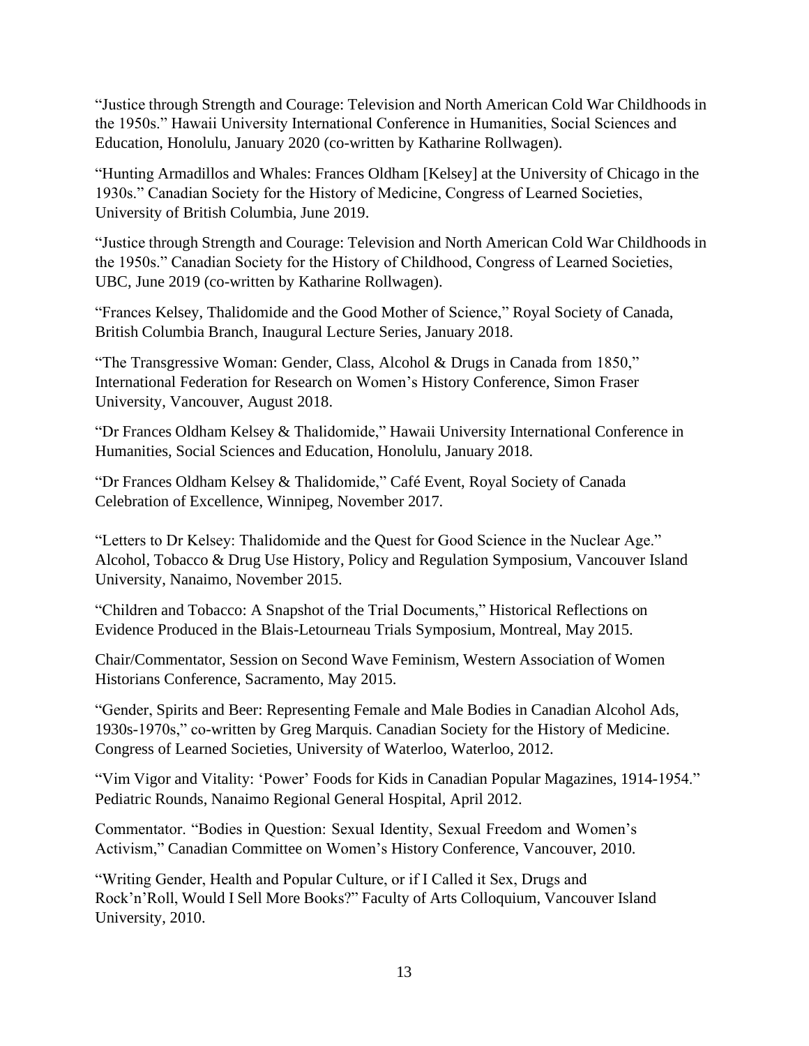"Justice through Strength and Courage: Television and North American Cold War Childhoods in the 1950s." Hawaii University International Conference in Humanities, Social Sciences and Education, Honolulu, January 2020 (co-written by Katharine Rollwagen).

"Hunting Armadillos and Whales: Frances Oldham [Kelsey] at the University of Chicago in the 1930s." Canadian Society for the History of Medicine, Congress of Learned Societies, University of British Columbia, June 2019.

"Justice through Strength and Courage: Television and North American Cold War Childhoods in the 1950s." Canadian Society for the History of Childhood, Congress of Learned Societies, UBC, June 2019 (co-written by Katharine Rollwagen).

"Frances Kelsey, Thalidomide and the Good Mother of Science," Royal Society of Canada, British Columbia Branch, Inaugural Lecture Series, January 2018.

"The Transgressive Woman: Gender, Class, Alcohol & Drugs in Canada from 1850," International Federation for Research on Women's History Conference, Simon Fraser University, Vancouver, August 2018.

"Dr Frances Oldham Kelsey & Thalidomide," Hawaii University International Conference in Humanities, Social Sciences and Education, Honolulu, January 2018.

"Dr Frances Oldham Kelsey & Thalidomide," Café Event, Royal Society of Canada Celebration of Excellence, Winnipeg, November 2017.

"Letters to Dr Kelsey: Thalidomide and the Quest for Good Science in the Nuclear Age." Alcohol, Tobacco & Drug Use History, Policy and Regulation Symposium, Vancouver Island University, Nanaimo, November 2015.

"Children and Tobacco: A Snapshot of the Trial Documents," Historical Reflections on Evidence Produced in the Blais-Letourneau Trials Symposium, Montreal, May 2015.

Chair/Commentator, Session on Second Wave Feminism, Western Association of Women Historians Conference, Sacramento, May 2015.

"Gender, Spirits and Beer: Representing Female and Male Bodies in Canadian Alcohol Ads, 1930s-1970s," co-written by Greg Marquis. Canadian Society for the History of Medicine. Congress of Learned Societies, University of Waterloo, Waterloo, 2012.

"Vim Vigor and Vitality: 'Power' Foods for Kids in Canadian Popular Magazines, 1914-1954." Pediatric Rounds, Nanaimo Regional General Hospital, April 2012.

Commentator. "Bodies in Question: Sexual Identity, Sexual Freedom and Women's Activism," Canadian Committee on Women's History Conference, Vancouver, 2010.

"Writing Gender, Health and Popular Culture, or if I Called it Sex, Drugs and Rock'n'Roll, Would I Sell More Books?" Faculty of Arts Colloquium, Vancouver Island University, 2010.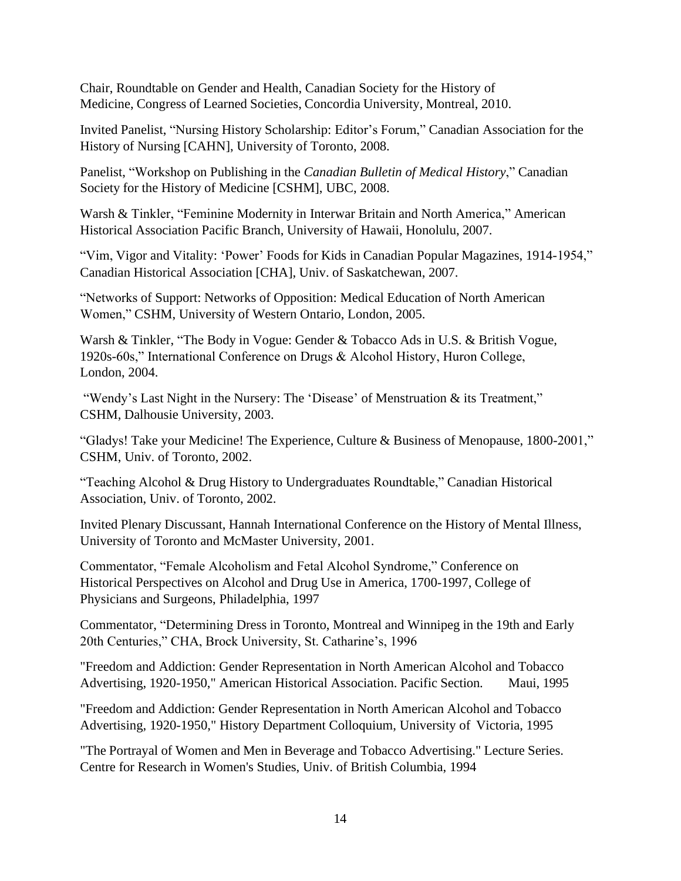Chair, Roundtable on Gender and Health, Canadian Society for the History of Medicine, Congress of Learned Societies, Concordia University, Montreal, 2010.

Invited Panelist, "Nursing History Scholarship: Editor's Forum," Canadian Association for the History of Nursing [CAHN], University of Toronto, 2008.

Panelist, "Workshop on Publishing in the *Canadian Bulletin of Medical History*," Canadian Society for the History of Medicine [CSHM], UBC, 2008.

Warsh & Tinkler, "Feminine Modernity in Interwar Britain and North America," American Historical Association Pacific Branch, University of Hawaii, Honolulu, 2007.

"Vim, Vigor and Vitality: 'Power' Foods for Kids in Canadian Popular Magazines, 1914-1954," Canadian Historical Association [CHA], Univ. of Saskatchewan, 2007.

"Networks of Support: Networks of Opposition: Medical Education of North American Women," CSHM, University of Western Ontario, London, 2005.

Warsh & Tinkler, "The Body in Vogue: Gender & Tobacco Ads in U.S. & British Vogue, 1920s-60s," International Conference on Drugs & Alcohol History, Huron College, London, 2004.

"Wendy's Last Night in the Nursery: The 'Disease' of Menstruation & its Treatment," CSHM, Dalhousie University, 2003.

"Gladys! Take your Medicine! The Experience, Culture & Business of Menopause, 1800-2001," CSHM, Univ. of Toronto, 2002.

"Teaching Alcohol & Drug History to Undergraduates Roundtable," Canadian Historical Association, Univ. of Toronto, 2002.

Invited Plenary Discussant, Hannah International Conference on the History of Mental Illness, University of Toronto and McMaster University, 2001.

Commentator, "Female Alcoholism and Fetal Alcohol Syndrome," Conference on Historical Perspectives on Alcohol and Drug Use in America, 1700-1997, College of Physicians and Surgeons, Philadelphia, 1997

Commentator, "Determining Dress in Toronto, Montreal and Winnipeg in the 19th and Early 20th Centuries," CHA, Brock University, St. Catharine's, 1996

"Freedom and Addiction: Gender Representation in North American Alcohol and Tobacco Advertising, 1920-1950," American Historical Association. Pacific Section. Maui, 1995

"Freedom and Addiction: Gender Representation in North American Alcohol and Tobacco Advertising, 1920-1950," History Department Colloquium, University of Victoria, 1995

"The Portrayal of Women and Men in Beverage and Tobacco Advertising." Lecture Series. Centre for Research in Women's Studies, Univ. of British Columbia, 1994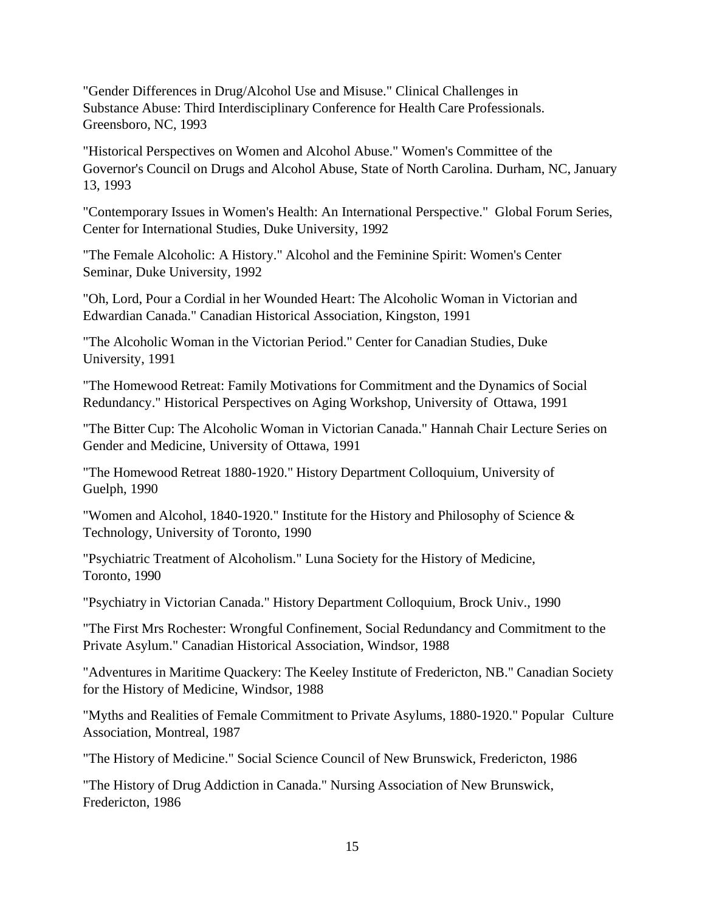"Gender Differences in Drug/Alcohol Use and Misuse." Clinical Challenges in Substance Abuse: Third Interdisciplinary Conference for Health Care Professionals. Greensboro, NC, 1993

"Historical Perspectives on Women and Alcohol Abuse." Women's Committee of the Governor's Council on Drugs and Alcohol Abuse, State of North Carolina. Durham, NC, January 13, 1993

"Contemporary Issues in Women's Health: An International Perspective." Global Forum Series, Center for International Studies, Duke University, 1992

"The Female Alcoholic: A History." Alcohol and the Feminine Spirit: Women's Center Seminar, Duke University, 1992

"Oh, Lord, Pour a Cordial in her Wounded Heart: The Alcoholic Woman in Victorian and Edwardian Canada." Canadian Historical Association, Kingston, 1991

"The Alcoholic Woman in the Victorian Period." Center for Canadian Studies, Duke University, 1991

"The Homewood Retreat: Family Motivations for Commitment and the Dynamics of Social Redundancy." Historical Perspectives on Aging Workshop, University of Ottawa, 1991

"The Bitter Cup: The Alcoholic Woman in Victorian Canada." Hannah Chair Lecture Series on Gender and Medicine, University of Ottawa, 1991

"The Homewood Retreat 1880-1920." History Department Colloquium, University of Guelph, 1990

"Women and Alcohol, 1840-1920." Institute for the History and Philosophy of Science & Technology, University of Toronto, 1990

"Psychiatric Treatment of Alcoholism." Luna Society for the History of Medicine, Toronto, 1990

"Psychiatry in Victorian Canada." History Department Colloquium, Brock Univ., 1990

"The First Mrs Rochester: Wrongful Confinement, Social Redundancy and Commitment to the Private Asylum." Canadian Historical Association, Windsor, 1988

"Adventures in Maritime Quackery: The Keeley Institute of Fredericton, NB." Canadian Society for the History of Medicine, Windsor, 1988

"Myths and Realities of Female Commitment to Private Asylums, 1880-1920." Popular Culture Association, Montreal, 1987

"The History of Medicine." Social Science Council of New Brunswick, Fredericton, 1986

"The History of Drug Addiction in Canada." Nursing Association of New Brunswick, Fredericton, 1986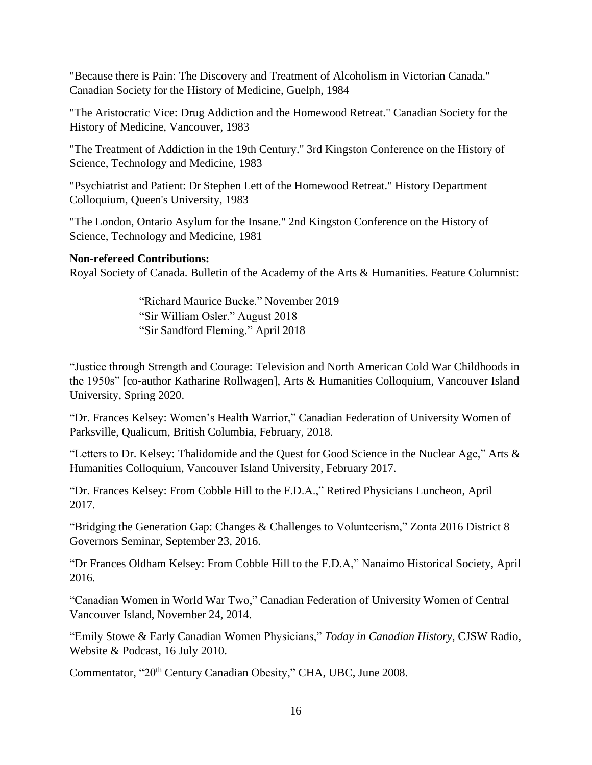"Because there is Pain: The Discovery and Treatment of Alcoholism in Victorian Canada." Canadian Society for the History of Medicine, Guelph, 1984

"The Aristocratic Vice: Drug Addiction and the Homewood Retreat." Canadian Society for the History of Medicine, Vancouver, 1983

"The Treatment of Addiction in the 19th Century." 3rd Kingston Conference on the History of Science, Technology and Medicine, 1983

"Psychiatrist and Patient: Dr Stephen Lett of the Homewood Retreat." History Department Colloquium, Queen's University, 1983

"The London, Ontario Asylum for the Insane." 2nd Kingston Conference on the History of Science, Technology and Medicine, 1981

**Non-refereed Contributions:**
Royal Society of Canada. Bulletin of the Academy of the Arts & Humanities. Feature Columnist:

> "Richard Maurice Bucke." November 2019
> "Sir William Osler." August 2018
> "Sir Sandford Fleming." April 2018

"Justice through Strength and Courage: Television and North American Cold War Childhoods in the 1950s" [co-author Katharine Rollwagen], Arts & Humanities Colloquium, Vancouver Island University, Spring 2020.

"Dr. Frances Kelsey: Women's Health Warrior," Canadian Federation of University Women of Parksville, Qualicum, British Columbia, February, 2018.

"Letters to Dr. Kelsey: Thalidomide and the Quest for Good Science in the Nuclear Age," Arts & Humanities Colloquium, Vancouver Island University, February 2017.

"Dr. Frances Kelsey: From Cobble Hill to the F.D.A.," Retired Physicians Luncheon, April 2017.

"Bridging the Generation Gap: Changes & Challenges to Volunteerism," Zonta 2016 District 8 Governors Seminar, September 23, 2016.

"Dr Frances Oldham Kelsey: From Cobble Hill to the F.D.A," Nanaimo Historical Society, April 2016.

"Canadian Women in World War Two," Canadian Federation of University Women of Central Vancouver Island, November 24, 2014.

"Emily Stowe & Early Canadian Women Physicians," *Today in Canadian History*, CJSW Radio, Website & Podcast, 16 July 2010.

Commentator, "20th Century Canadian Obesity," CHA, UBC, June 2008.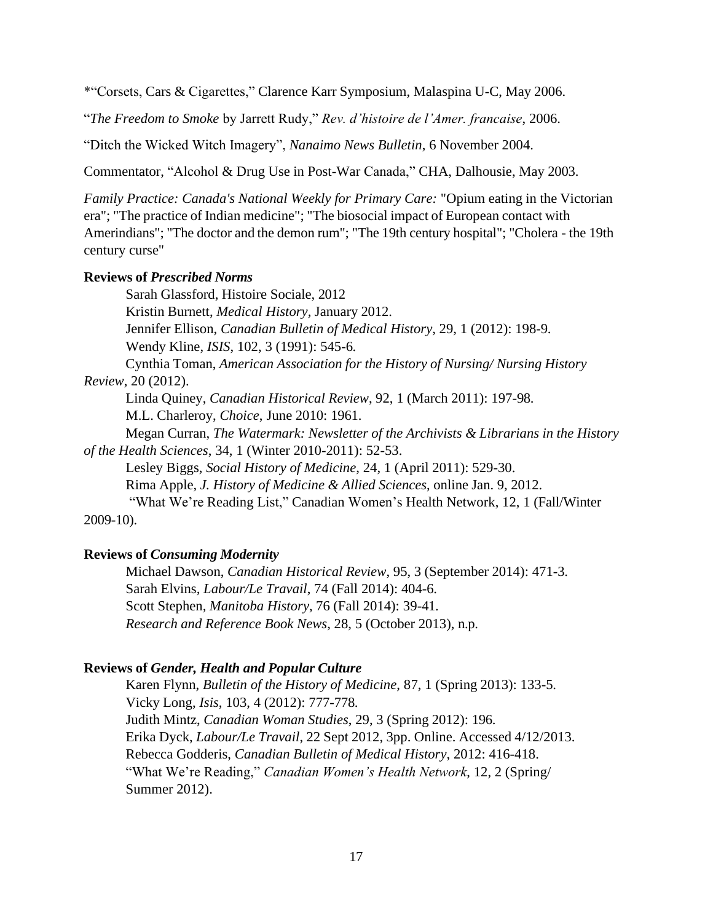*"Corsets, Cars & Cigarettes," Clarence Karr Symposium, Malaspina U-C, May 2006.

"*The Freedom to Smoke* by Jarrett Rudy," *Rev. d'histoire de l'Amer. francaise*, 2006.

"Ditch the Wicked Witch Imagery", *Nanaimo News Bulletin*, 6 November 2004.

Commentator, "Alcohol & Drug Use in Post-War Canada," CHA, Dalhousie, May 2003.

*Family Practice: Canada's National Weekly for Primary Care:* "Opium eating in the Victorian era"; "The practice of Indian medicine"; "The biosocial impact of European contact with Amerindians"; "The doctor and the demon rum"; "The 19th century hospital"; "Cholera - the 19th century curse"

**Reviews of *Prescribed Norms***

Sarah Glassford, Histoire Sociale, 2012
Kristin Burnett, *Medical History*, January 2012.
Jennifer Ellison, *Canadian Bulletin of Medical History*, 29, 1 (2012): 198-9.
Wendy Kline, *ISIS*, 102, 3 (1991): 545-6.
Cynthia Toman, *American Association for the History of Nursing/ Nursing History Review*, 20 (2012).
Linda Quiney, *Canadian Historical Review*, 92, 1 (March 2011): 197-98.
M.L. Charleroy, *Choice*, June 2010: 1961.
Megan Curran, *The Watermark: Newsletter of the Archivists & Librarians in the History of the Health Sciences*, 34, 1 (Winter 2010-2011): 52-53.
Lesley Biggs, *Social History of Medicine*, 24, 1 (April 2011): 529-30.
Rima Apple, *J. History of Medicine & Allied Sciences*, online Jan. 9, 2012.
"What We're Reading List," Canadian Women's Health Network, 12, 1 (Fall/Winter 2009-10).

**Reviews of *Consuming Modernity***

Michael Dawson, *Canadian Historical Review*, 95, 3 (September 2014): 471-3.
Sarah Elvins, *Labour/Le Travail*, 74 (Fall 2014): 404-6.
Scott Stephen, *Manitoba History*, 76 (Fall 2014): 39-41.
*Research and Reference Book News*, 28, 5 (October 2013), n.p.

**Reviews of *Gender, Health and Popular Culture***

Karen Flynn, *Bulletin of the History of Medicine*, 87, 1 (Spring 2013): 133-5.
Vicky Long, *Isis*, 103, 4 (2012): 777-778.
Judith Mintz, *Canadian Woman Studies*, 29, 3 (Spring 2012): 196.
Erika Dyck, *Labour/Le Travail*, 22 Sept 2012, 3pp. Online. Accessed 4/12/2013.
Rebecca Godderis, *Canadian Bulletin of Medical History*, 2012: 416-418.
"What We're Reading," *Canadian Women's Health Network*, 12, 2 (Spring/ Summer 2012).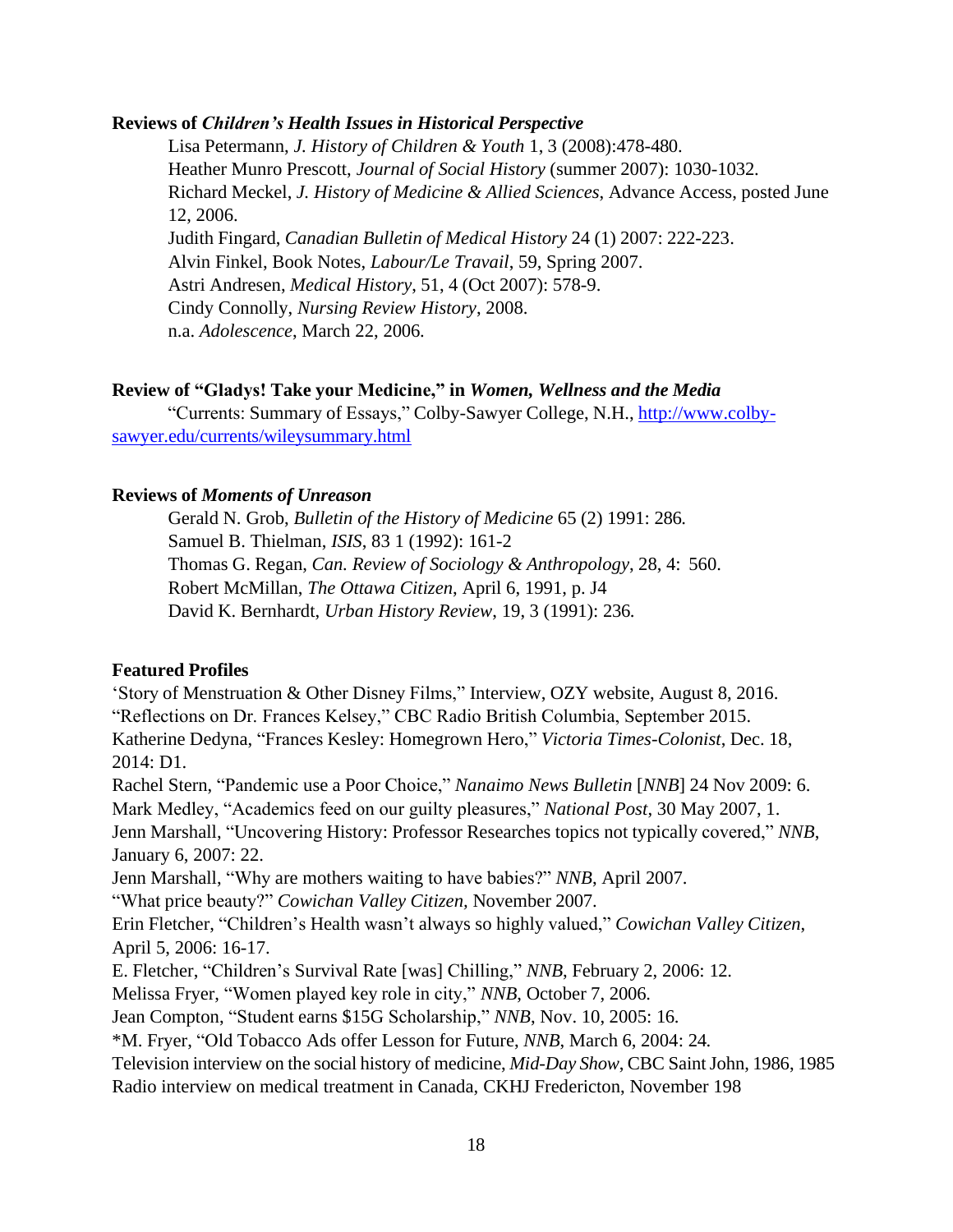**Reviews of *Children's Health Issues in Historical Perspective***

Lisa Petermann, *J. History of Children & Youth* 1, 3 (2008):478-480.
Heather Munro Prescott, *Journal of Social History* (summer 2007): 1030-1032.
Richard Meckel, *J. History of Medicine & Allied Sciences*, Advance Access, posted June 12, 2006.
Judith Fingard, *Canadian Bulletin of Medical History* 24 (1) 2007: 222-223.
Alvin Finkel, Book Notes, *Labour/Le Travail*, 59, Spring 2007.
Astri Andresen, *Medical History*, 51, 4 (Oct 2007): 578-9.
Cindy Connolly, *Nursing Review History*, 2008.
n.a. *Adolescence*, March 22, 2006.

**Review of "Gladys! Take your Medicine," in *Women, Wellness and the Media***

"Currents: Summary of Essays," Colby-Sawyer College, N.H., [http://www.colby-sawyer.edu/currents/wileysummary.html](http://www.colby-sawyer.edu/currents/wileysummary.html)

**Reviews of *Moments of Unreason***

Gerald N. Grob, *Bulletin of the History of Medicine* 65 (2) 1991: 286.
Samuel B. Thielman, *ISIS*, 83 1 (1992): 161-2
Thomas G. Regan, *Can. Review of Sociology & Anthropology*, 28, 4: 560.
Robert McMillan, *The Ottawa Citizen*, April 6, 1991, p. J4
David K. Bernhardt, *Urban History Review*, 19, 3 (1991): 236.

**Featured Profiles**

'Story of Menstruation & Other Disney Films," Interview, OZY website, August 8, 2016.
"Reflections on Dr. Frances Kelsey," CBC Radio British Columbia, September 2015.
Katherine Dedyna, "Frances Kesley: Homegrown Hero," *Victoria Times-Colonist*, Dec. 18, 2014: D1.
Rachel Stern, "Pandemic use a Poor Choice," *Nanaimo News Bulletin* [*NNB*] 24 Nov 2009: 6.
Mark Medley, "Academics feed on our guilty pleasures," *National Post*, 30 May 2007, 1.
Jenn Marshall, "Uncovering History: Professor Researches topics not typically covered," *NNB*, January 6, 2007: 22.
Jenn Marshall, "Why are mothers waiting to have babies?" *NNB*, April 2007.
"What price beauty?" *Cowichan Valley Citizen*, November 2007.
Erin Fletcher, "Children's Health wasn't always so highly valued," *Cowichan Valley Citizen*, April 5, 2006: 16-17.
E. Fletcher, "Children's Survival Rate [was] Chilling," *NNB*, February 2, 2006: 12.
Melissa Fryer, "Women played key role in city," *NNB*, October 7, 2006.
Jean Compton, "Student earns $15G Scholarship," *NNB*, Nov. 10, 2005: 16.
*M. Fryer, "Old Tobacco Ads offer Lesson for Future, *NNB*, March 6, 2004: 24.
Television interview on the social history of medicine, *Mid-Day Show*, CBC Saint John, 1986, 1985
Radio interview on medical treatment in Canada, CKHJ Fredericton, November 198